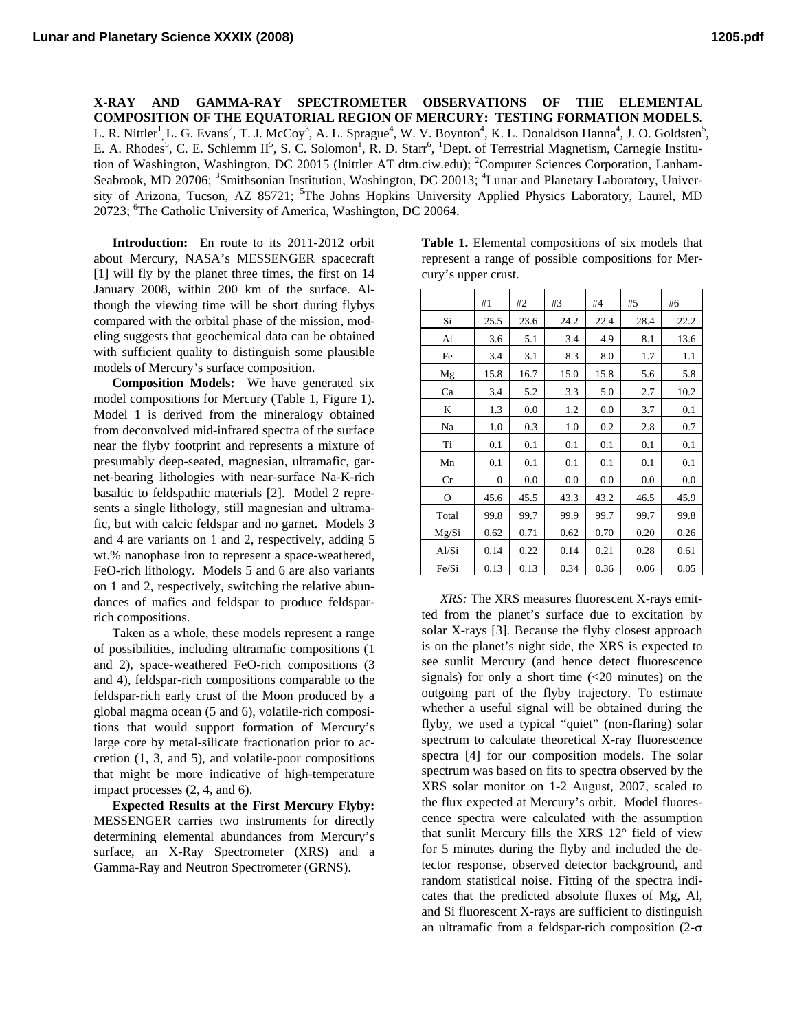# X-RAY AND GAMMA-RAY SPECTROMETER OBSERVATIONS OF THE ELEMENTAL COMPOSITION OF THE EQUATORIAL REGION OF MERCURY: TESTING FORMATION MODELS.

L. R. Nittler[1], L. G. Evans[2], T. J. McCoy[3], A. L. Sprague[4], W. V. Boynton[4], K. L. Donaldson Hanna[4], J. O. Goldsten[5], E. A. Rhodes[5], C. E. Schlemm II[5], S. C. Solomon[1], R. D. Starr[6], [1]Dept. of Terrestrial Magnetism, Carnegie Institution of Washington, Washington, DC 20015 (lnittler AT dtm.ciw.edu); [2]Computer Sciences Corporation, Lanham-Seabrook, MD 20706; [3]Smithsonian Institution, Washington, DC 20013; [4]Lunar and Planetary Laboratory, University of Arizona, Tucson, AZ 85721; [5]The Johns Hopkins University Applied Physics Laboratory, Laurel, MD 20723; [6]The Catholic University of America, Washington, DC 20064.

**Introduction:** En route to its 2011-2012 orbit about Mercury, NASA's MESSENGER spacecraft [1] will fly by the planet three times, the first on 14 January 2008, within 200 km of the surface. Although the viewing time will be short during flybys compared with the orbital phase of the mission, modeling suggests that geochemical data can be obtained with sufficient quality to distinguish some plausible models of Mercury's surface composition.

**Composition Models:** We have generated six model compositions for Mercury (Table 1, Figure 1). Model 1 is derived from the mineralogy obtained from deconvolved mid-infrared spectra of the surface near the flyby footprint and represents a mixture of presumably deep-seated, magnesian, ultramafic, garnet-bearing lithologies with near-surface Na-K-rich basaltic to feldspathic materials [2]. Model 2 represents a single lithology, still magnesian and ultramafic, but with calcic feldspar and no garnet. Models 3 and 4 are variants on 1 and 2, respectively, adding 5 wt.% nanophase iron to represent a space-weathered, FeO-rich lithology. Models 5 and 6 are also variants on 1 and 2, respectively, switching the relative abundances of mafics and feldspar to produce feldspar-rich compositions.

Taken as a whole, these models represent a range of possibilities, including ultramafic compositions (1 and 2), space-weathered FeO-rich compositions (3 and 4), feldspar-rich compositions comparable to the feldspar-rich early crust of the Moon produced by a global magma ocean (5 and 6), volatile-rich compositions that would support formation of Mercury's large core by metal-silicate fractionation prior to accretion (1, 3, and 5), and volatile-poor compositions that might be more indicative of high-temperature impact processes (2, 4, and 6).

**Expected Results at the First Mercury Flyby:** MESSENGER carries two instruments for directly determining elemental abundances from Mercury's surface, an X-Ray Spectrometer (XRS) and a Gamma-Ray and Neutron Spectrometer (GRNS).

**Table 1.** Elemental compositions of six models that represent a range of possible compositions for Mercury's upper crust.

| | #1 | #2 | #3 | #4 | #5 | #6 |
|---|---|---|---|---|---|---|
| Si | 25.5 | 23.6 | 24.2 | 22.4 | 28.4 | 22.2 |
| Al | 3.6 | 5.1 | 3.4 | 4.9 | 8.1 | 13.6 |
| Fe | 3.4 | 3.1 | 8.3 | 8.0 | 1.7 | 1.1 |
| Mg | 15.8 | 16.7 | 15.0 | 15.8 | 5.6 | 5.8 |
| Ca | 3.4 | 5.2 | 3.3 | 5.0 | 2.7 | 10.2 |
| K | 1.3 | 0.0 | 1.2 | 0.0 | 3.7 | 0.1 |
| Na | 1.0 | 0.3 | 1.0 | 0.2 | 2.8 | 0.7 |
| Ti | 0.1 | 0.1 | 0.1 | 0.1 | 0.1 | 0.1 |
| Mn | 0.1 | 0.1 | 0.1 | 0.1 | 0.1 | 0.1 |
| Cr | 0 | 0.0 | 0.0 | 0.0 | 0.0 | 0.0 |
| O | 45.6 | 45.5 | 43.3 | 43.2 | 46.5 | 45.9 |
| Total | 99.8 | 99.7 | 99.9 | 99.7 | 99.7 | 99.8 |
| Mg/Si | 0.62 | 0.71 | 0.62 | 0.70 | 0.20 | 0.26 |
| Al/Si | 0.14 | 0.22 | 0.14 | 0.21 | 0.28 | 0.61 |
| Fe/Si | 0.13 | 0.13 | 0.34 | 0.36 | 0.06 | 0.05 |

*XRS:* The XRS measures fluorescent X-rays emitted from the planet's surface due to excitation by solar X-rays [3]. Because the flyby closest approach is on the planet's night side, the XRS is expected to see sunlit Mercury (and hence detect fluorescence signals) for only a short time (<20 minutes) on the outgoing part of the flyby trajectory. To estimate whether a useful signal will be obtained during the flyby, we used a typical "quiet" (non-flaring) solar spectrum to calculate theoretical X-ray fluorescence spectra [4] for our composition models. The solar spectrum was based on fits to spectra observed by the XRS solar monitor on 1-2 August, 2007, scaled to the flux expected at Mercury's orbit. Model fluorescence spectra were calculated with the assumption that sunlit Mercury fills the XRS 12° field of view for 5 minutes during the flyby and included the detector response, observed detector background, and random statistical noise. Fitting of the spectra indicates that the predicted absolute fluxes of Mg, Al, and Si fluorescent X-rays are sufficient to distinguish an ultramafic from a feldspar-rich composition (2-$\sigma$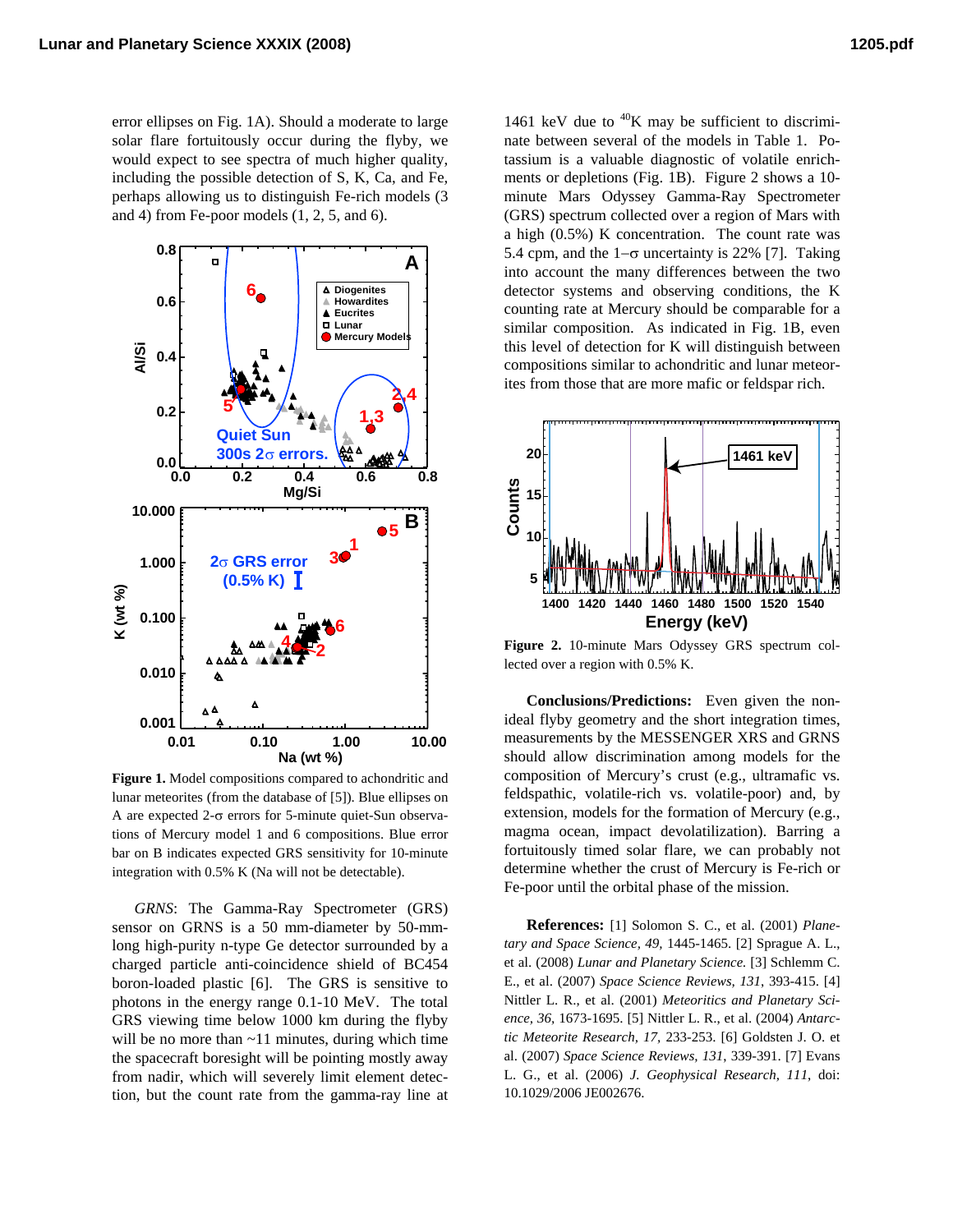error ellipses on Fig. 1A). Should a moderate to large solar flare fortuitously occur during the flyby, we would expect to see spectra of much higher quality, including the possible detection of S, K, Ca, and Fe, perhaps allowing us to distinguish Fe-rich models (3 and 4) from Fe-poor models (1, 2, 5, and 6).

A

0.8
0.6
0.4
0.2
0.0

Al/Si

0.0 0.2 0.4 0.6 0.8

Mg/Si

Diogenites
Howardites
Eucrites
Lunar
Mercury Models

6
5
1,3
2,4

Quiet Sun
300s 2σ errors.

B

10.000
1.000
0.100
0.010
0.001

K (wt %)

0.01 0.10 1.00 10.00

Na (wt %)

2σ GRS error
(0.5% K)

5
3
1
4
6
2

**Figure 1.** Model compositions compared to achondritic and lunar meteorites (from the database of [5]). Blue ellipses on A are expected 2-σ errors for 5-minute quiet-Sun observations of Mercury model 1 and 6 compositions. Blue error bar on B indicates expected GRS sensitivity for 10-minute integration with 0.5% K (Na will not be detectable).

*GRNS*: The Gamma-Ray Spectrometer (GRS) sensor on GRNS is a 50 mm-diameter by 50-mm-long high-purity n-type Ge detector surrounded by a charged particle anti-coincidence shield of BC454 boron-loaded plastic [6]. The GRS is sensitive to photons in the energy range 0.1-10 MeV. The total GRS viewing time below 1000 km during the flyby will be no more than ~11 minutes, during which time the spacecraft boresight will be pointing mostly away from nadir, which will severely limit element detection, but the count rate from the gamma-ray line at 1461 keV due to $^{40}$K may be sufficient to discriminate between several of the models in Table 1. Potassium is a valuable diagnostic of volatile enrichments or depletions (Fig. 1B). Figure 2 shows a 10-minute Mars Odyssey Gamma-Ray Spectrometer (GRS) spectrum collected over a region of Mars with a high (0.5%) K concentration. The count rate was 5.4 cpm, and the 1−σ uncertainty is 22% [7]. Taking into account the many differences between the two detector systems and observing conditions, the K counting rate at Mercury should be comparable for a similar composition. As indicated in Fig. 1B, even this level of detection for K will distinguish between compositions similar to achondritic and lunar meteorites from those that are more mafic or feldspar rich.

Counts

20
15
10
5

1461 keV

1400 1420 1440 1460 1480 1500 1520 1540

Energy (keV)

**Figure 2.** 10-minute Mars Odyssey GRS spectrum collected over a region with 0.5% K.

**Conclusions/Predictions:** Even given the non-ideal flyby geometry and the short integration times, measurements by the MESSENGER XRS and GRNS should allow discrimination among models for the composition of Mercury's crust (e.g., ultramafic vs. feldspathic, volatile-rich vs. volatile-poor) and, by extension, models for the formation of Mercury (e.g., magma ocean, impact devolatilization). Barring a fortuitously timed solar flare, we can probably not determine whether the crust of Mercury is Fe-rich or Fe-poor until the orbital phase of the mission.

**References:** [1] Solomon S. C., et al. (2001) *Planetary and Space Science, 49*, 1445-1465. [2] Sprague A. L., et al. (2008) *Lunar and Planetary Science.* [3] Schlemm C. E., et al. (2007) *Space Science Reviews, 131*, 393-415. [4] Nittler L. R., et al. (2001) *Meteoritics and Planetary Science, 36*, 1673-1695. [5] Nittler L. R., et al. (2004) *Antarctic Meteorite Research, 17*, 233-253. [6] Goldsten J. O. et al. (2007) *Space Science Reviews, 131*, 339-391. [7] Evans L. G., et al. (2006) *J. Geophysical Research, 111*, doi: 10.1029/2006 JE002676.